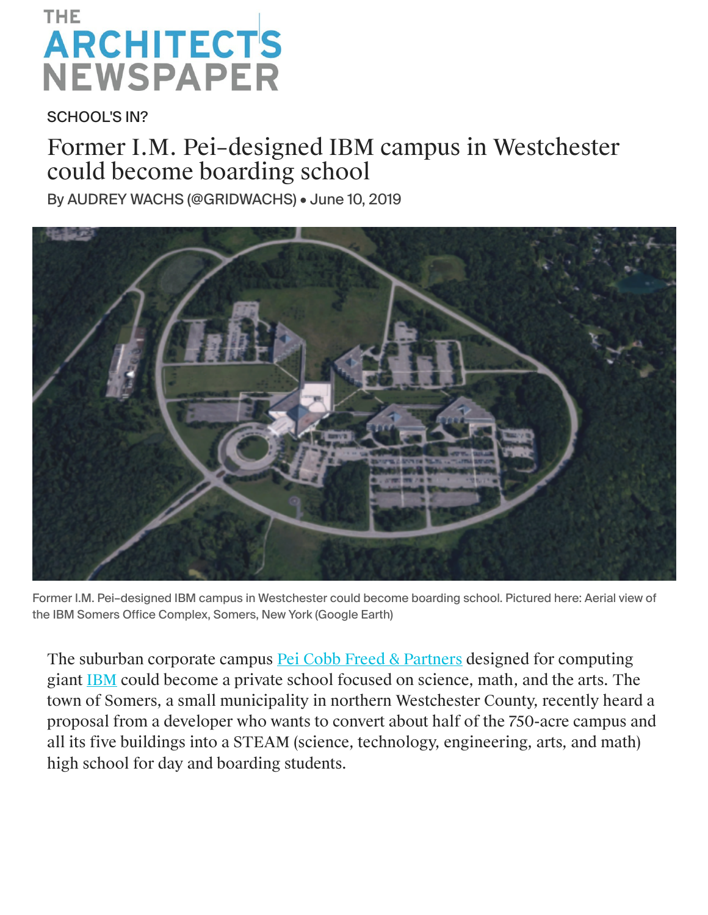THE ARCHITECT'S NEWSPAPER

SCHOOL'S IN?

# Former I.M. Pei–designed IBM campus in Westchester could become boarding school

By AUDREY WACHS (@GRIDWACHS) • June 10, 2019

Former I.M. Pei–designed IBM campus in Westchester could become boarding school. Pictured here: Aerial view of the IBM Somers Office Complex, Somers, New York (Google Earth)

The suburban corporate campus Pei Cobb Freed & Partners designed for computing giant IBM could become a private school focused on science, math, and the arts. The town of Somers, a small municipality in northern Westchester County, recently heard a proposal from a developer who wants to convert about half of the 750-acre campus and all its five buildings into a STEAM (science, technology, engineering, arts, and math) high school for day and boarding students.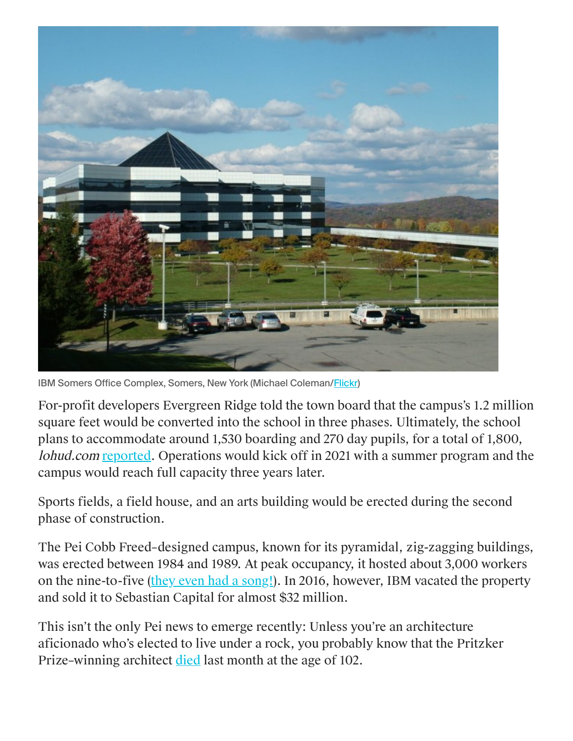IBM Somers Office Complex, Somers, New York (Michael Coleman/Flickr)

For-profit developers Evergreen Ridge told the town board that the campus's 1.2 million square feet would be converted into the school in three phases. Ultimately, the school plans to accommodate around 1,530 boarding and 270 day pupils, for a total of 1,800, *lohud.com* reported. Operations would kick off in 2021 with a summer program and the campus would reach full capacity three years later.

Sports fields, a field house, and an arts building would be erected during the second phase of construction.

The Pei Cobb Freed–designed campus, known for its pyramidal, zig-zagging buildings, was erected between 1984 and 1989. At peak occupancy, it hosted about 3,000 workers on the nine-to-five (they even had a song!). In 2016, however, IBM vacated the property and sold it to Sebastian Capital for almost $32 million.

This isn't the only Pei news to emerge recently: Unless you're an architecture aficionado who's elected to live under a rock, you probably know that the Pritzker Prize–winning architect died last month at the age of 102.